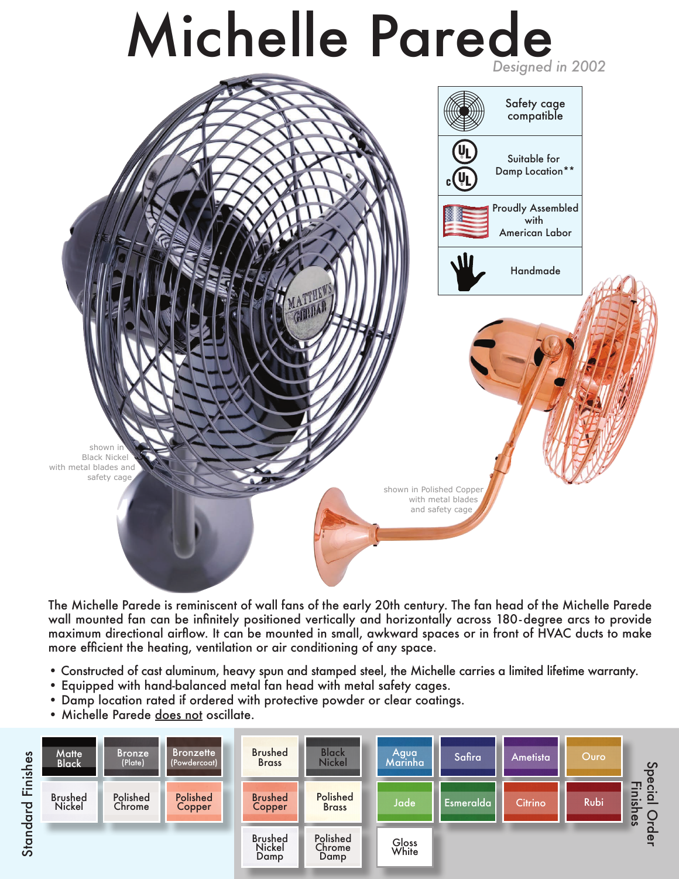# Michelle Parede

*Designed in 2002*

| |
|---|
| Safety cage compatible |
| Suitable for Damp Location** |
| Proudly Assembled with American Labor |
| Handmade |

shown in Black Nickel with metal blades and safety cage

shown in Polished Copper with metal blades and safety cage

The Michelle Parede is reminiscent of wall fans of the early 20th century. The fan head of the Michelle Parede wall mounted fan can be infinitely positioned vertically and horizontally across 180-degree arcs to provide maximum directional airflow. It can be mounted in small, awkward spaces or in front of HVAC ducts to make more efficient the heating, ventilation or air conditioning of any space.

- Constructed of cast aluminum, heavy spun and stamped steel, the Michelle carries a limited lifetime warranty.
- Equipped with hand-balanced metal fan head with metal safety cages.
- Damp location rated if ordered with protective powder or clear coatings.
- Michelle Parede does not oscillate.

**Standard Finishes**

- Matte Black
- Bronze (Plate)
- Bronzette (Powdercoat)
- Brushed Nickel
- Polished Chrome
- Polished Copper

**Special Order Finishes**

- Brushed Brass
- Black Nickel
- Brushed Copper
- Polished Brass
- Brushed Nickel Damp
- Polished Chrome Damp
- Agua Marinha
- Safira
- Ametista
- Ouro
- Jade
- Esmeralda
- Citrino
- Rubi
- Gloss White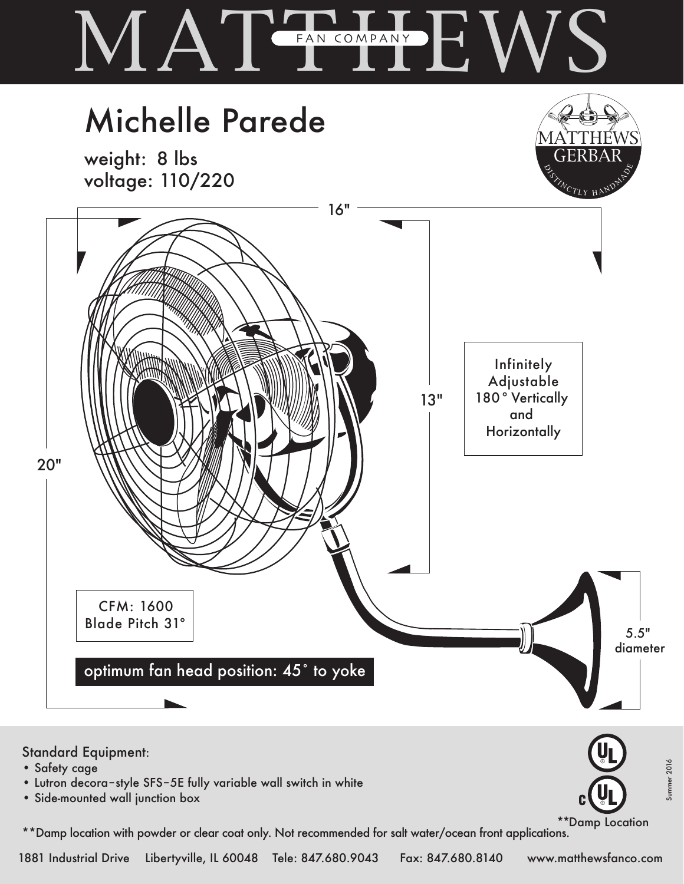# MATTHEWS FAN COMPANY

## Michelle Parede

weight: 8 lbs
voltage: 110/220

MATTHEWS GERBAR
DISTINCTLY HANDMADE

16"

13"

20"

Infinitely Adjustable 180° Vertically and Horizontally

CFM: 1600
Blade Pitch 31°

optimum fan head position: 45° to yoke

5.5" diameter

Standard Equipment:

- Safety cage
- Lutron decora-style SFS-5E fully variable wall switch in white
- Side-mounted wall junction box

**Damp Location

**Damp location with powder or clear coat only. Not recommended for salt water/ocean front applications.

Summer 2016

1881 Industrial Drive Libertyville, IL 60048 Tele: 847.680.9043 Fax: 847.680.8140 www.matthewsfanco.com